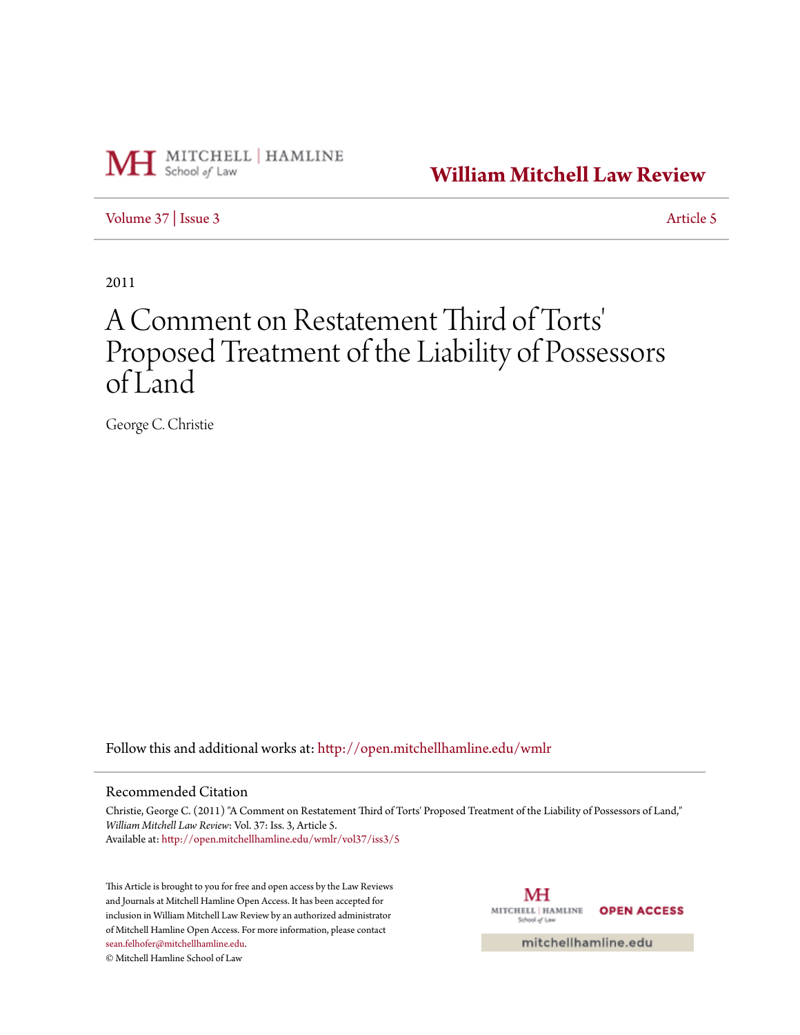MITCHELL | HAMLINE School *of* Law

# William Mitchell Law Review

Volume 37 | Issue 3 — Article 5

2011

# A Comment on Restatement Third of Torts' Proposed Treatment of the Liability of Possessors of Land

George C. Christie

Follow this and additional works at: http://open.mitchellhamline.edu/wmlr

## Recommended Citation

Christie, George C. (2011) "A Comment on Restatement Third of Torts' Proposed Treatment of the Liability of Possessors of Land," *William Mitchell Law Review*: Vol. 37: Iss. 3, Article 5.
Available at: http://open.mitchellhamline.edu/wmlr/vol37/iss3/5

This Article is brought to you for free and open access by the Law Reviews and Journals at Mitchell Hamline Open Access. It has been accepted for inclusion in William Mitchell Law Review by an authorized administrator of Mitchell Hamline Open Access. For more information, please contact sean.felhofer@mitchellhamline.edu.
© Mitchell Hamline School of Law

MITCHELL | HAMLINE School of Law — OPEN ACCESS

mitchellhamline.edu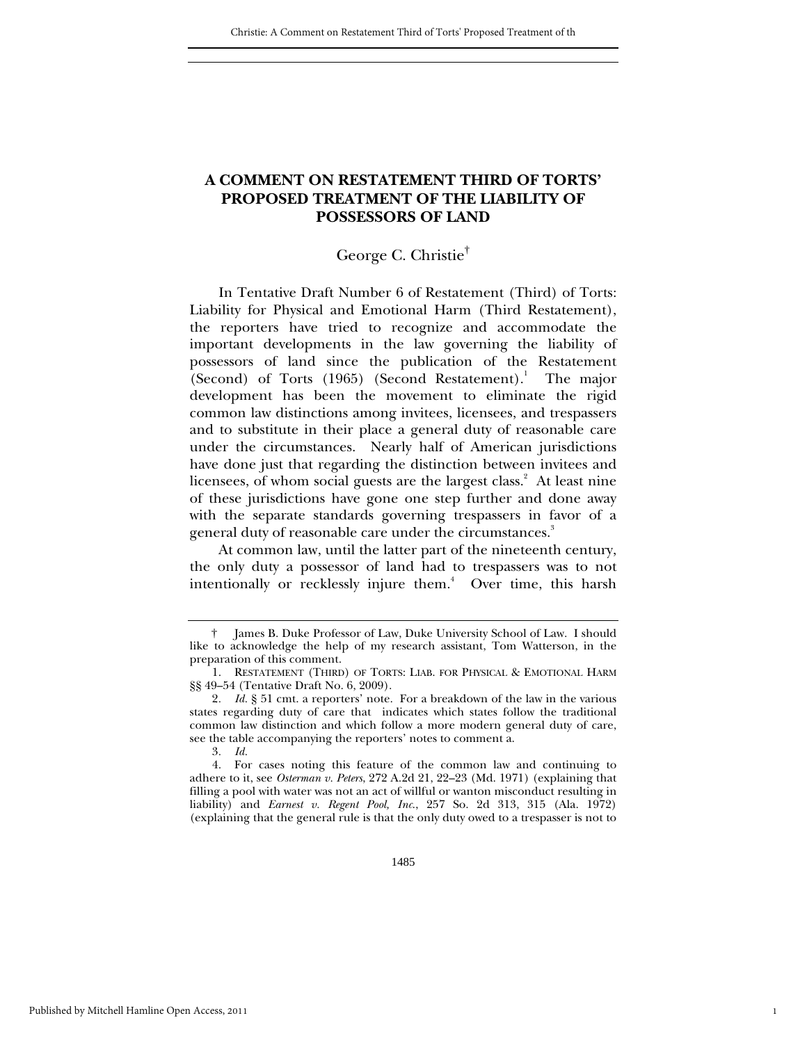# A COMMENT ON RESTATEMENT THIRD OF TORTS' PROPOSED TREATMENT OF THE LIABILITY OF POSSESSORS OF LAND

George C. Christie†

In Tentative Draft Number 6 of Restatement (Third) of Torts: Liability for Physical and Emotional Harm (Third Restatement), the reporters have tried to recognize and accommodate the important developments in the law governing the liability of possessors of land since the publication of the Restatement (Second) of Torts (1965) (Second Restatement).[1] The major development has been the movement to eliminate the rigid common law distinctions among invitees, licensees, and trespassers and to substitute in their place a general duty of reasonable care under the circumstances. Nearly half of American jurisdictions have done just that regarding the distinction between invitees and licensees, of whom social guests are the largest class.[2] At least nine of these jurisdictions have gone one step further and done away with the separate standards governing trespassers in favor of a general duty of reasonable care under the circumstances.[3]

At common law, until the latter part of the nineteenth century, the only duty a possessor of land had to trespassers was to not intentionally or recklessly injure them.[4] Over time, this harsh

---

† James B. Duke Professor of Law, Duke University School of Law. I should like to acknowledge the help of my research assistant, Tom Watterson, in the preparation of this comment.

1. RESTATEMENT (THIRD) OF TORTS: LIAB. FOR PHYSICAL & EMOTIONAL HARM §§ 49–54 (Tentative Draft No. 6, 2009).

2. *Id.* § 51 cmt. a reporters' note. For a breakdown of the law in the various states regarding duty of care that indicates which states follow the traditional common law distinction and which follow a more modern general duty of care, see the table accompanying the reporters' notes to comment a.

3. *Id.*

4. For cases noting this feature of the common law and continuing to adhere to it, see *Osterman v. Peters*, 272 A.2d 21, 22–23 (Md. 1971) (explaining that filling a pool with water was not an act of willful or wanton misconduct resulting in liability) and *Earnest v. Regent Pool, Inc.*, 257 So. 2d 313, 315 (Ala. 1972) (explaining that the general rule is that the only duty owed to a trespasser is not to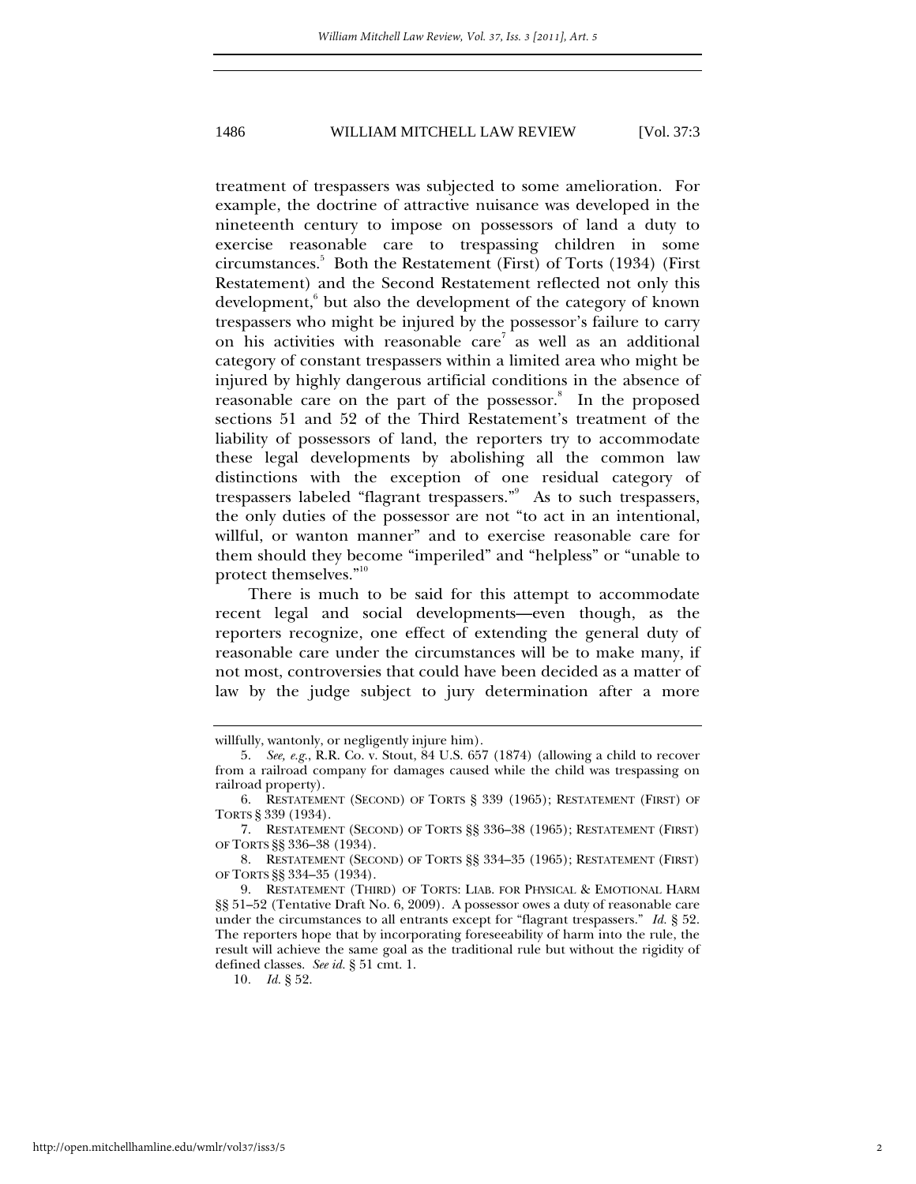treatment of trespassers was subjected to some amelioration. For example, the doctrine of attractive nuisance was developed in the nineteenth century to impose on possessors of land a duty to exercise reasonable care to trespassing children in some circumstances.[5] Both the Restatement (First) of Torts (1934) (First Restatement) and the Second Restatement reflected not only this development,[6] but also the development of the category of known trespassers who might be injured by the possessor's failure to carry on his activities with reasonable care[7] as well as an additional category of constant trespassers within a limited area who might be injured by highly dangerous artificial conditions in the absence of reasonable care on the part of the possessor.[8] In the proposed sections 51 and 52 of the Third Restatement's treatment of the liability of possessors of land, the reporters try to accommodate these legal developments by abolishing all the common law distinctions with the exception of one residual category of trespassers labeled "flagrant trespassers."[9] As to such trespassers, the only duties of the possessor are not "to act in an intentional, willful, or wanton manner" and to exercise reasonable care for them should they become "imperiled" and "helpless" or "unable to protect themselves."[10]

There is much to be said for this attempt to accommodate recent legal and social developments—even though, as the reporters recognize, one effect of extending the general duty of reasonable care under the circumstances will be to make many, if not most, controversies that could have been decided as a matter of law by the judge subject to jury determination after a more

---

willfully, wantonly, or negligently injure him).

5. *See, e.g.*, R.R. Co. v. Stout, 84 U.S. 657 (1874) (allowing a child to recover from a railroad company for damages caused while the child was trespassing on railroad property).

6. RESTATEMENT (SECOND) OF TORTS § 339 (1965); RESTATEMENT (FIRST) OF TORTS § 339 (1934).

7. RESTATEMENT (SECOND) OF TORTS §§ 336–38 (1965); RESTATEMENT (FIRST) OF TORTS §§ 336–38 (1934).

8. RESTATEMENT (SECOND) OF TORTS §§ 334–35 (1965); RESTATEMENT (FIRST) OF TORTS §§ 334–35 (1934).

9. RESTATEMENT (THIRD) OF TORTS: LIAB. FOR PHYSICAL & EMOTIONAL HARM §§ 51–52 (Tentative Draft No. 6, 2009). A possessor owes a duty of reasonable care under the circumstances to all entrants except for "flagrant trespassers." *Id.* § 52. The reporters hope that by incorporating foreseeability of harm into the rule, the result will achieve the same goal as the traditional rule but without the rigidity of defined classes. *See id.* § 51 cmt. 1.

10. *Id.* § 52.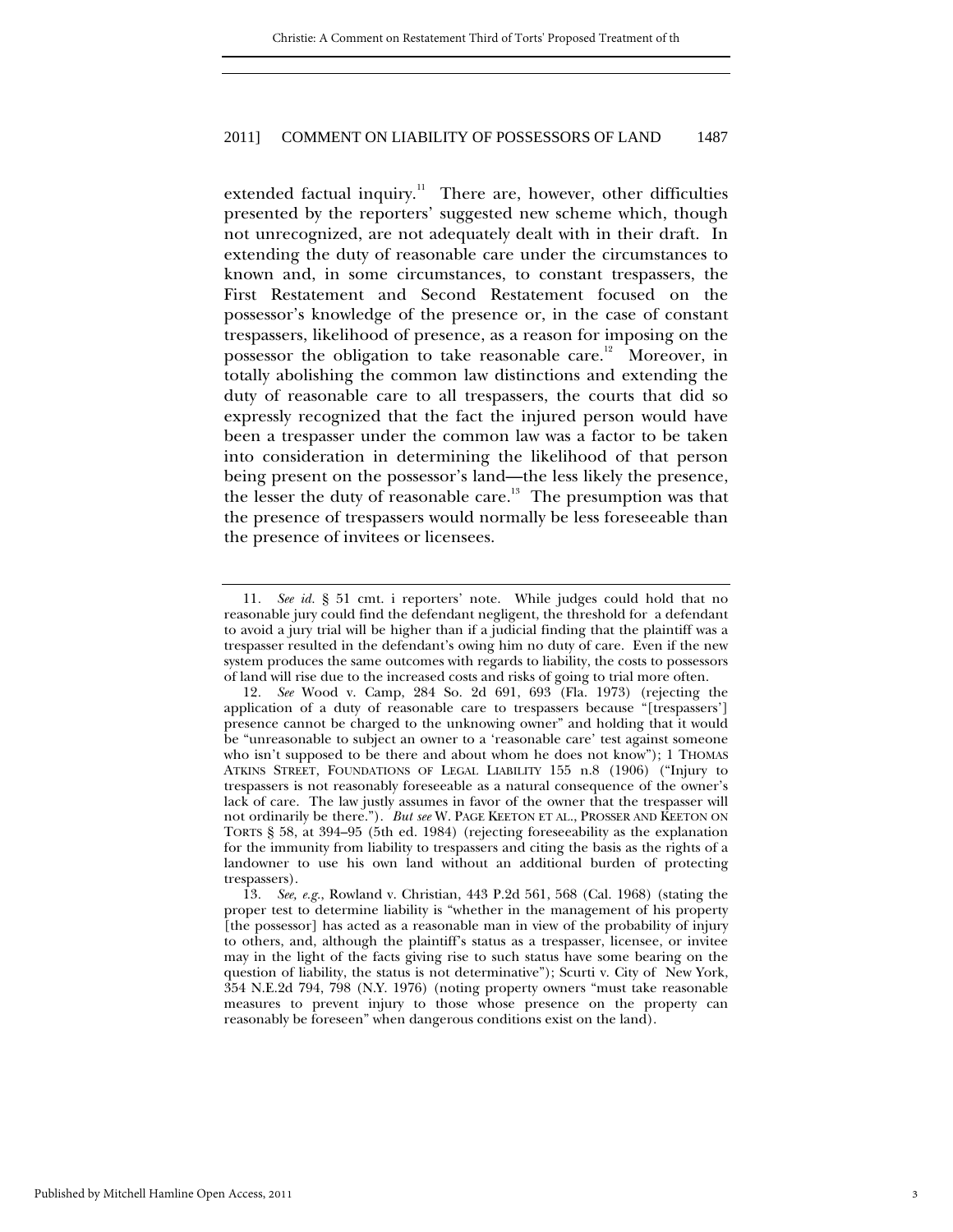extended factual inquiry.[11] There are, however, other difficulties presented by the reporters' suggested new scheme which, though not unrecognized, are not adequately dealt with in their draft. In extending the duty of reasonable care under the circumstances to known and, in some circumstances, to constant trespassers, the First Restatement and Second Restatement focused on the possessor's knowledge of the presence or, in the case of constant trespassers, likelihood of presence, as a reason for imposing on the possessor the obligation to take reasonable care.[12] Moreover, in totally abolishing the common law distinctions and extending the duty of reasonable care to all trespassers, the courts that did so expressly recognized that the fact the injured person would have been a trespasser under the common law was a factor to be taken into consideration in determining the likelihood of that person being present on the possessor's land—the less likely the presence, the lesser the duty of reasonable care.[13] The presumption was that the presence of trespassers would normally be less foreseeable than the presence of invitees or licensees.

---

11. *See id.* § 51 cmt. i reporters' note. While judges could hold that no reasonable jury could find the defendant negligent, the threshold for a defendant to avoid a jury trial will be higher than if a judicial finding that the plaintiff was a trespasser resulted in the defendant's owing him no duty of care. Even if the new system produces the same outcomes with regards to liability, the costs to possessors of land will rise due to the increased costs and risks of going to trial more often.

12. *See* Wood v. Camp, 284 So. 2d 691, 693 (Fla. 1973) (rejecting the application of a duty of reasonable care to trespassers because "[trespassers'] presence cannot be charged to the unknowing owner" and holding that it would be "unreasonable to subject an owner to a 'reasonable care' test against someone who isn't supposed to be there and about whom he does not know"); 1 THOMAS ATKINS STREET, FOUNDATIONS OF LEGAL LIABILITY 155 n.8 (1906) ("Injury to trespassers is not reasonably foreseeable as a natural consequence of the owner's lack of care. The law justly assumes in favor of the owner that the trespasser will not ordinarily be there."). *But see* W. PAGE KEETON ET AL., PROSSER AND KEETON ON TORTS § 58, at 394–95 (5th ed. 1984) (rejecting foreseeability as the explanation for the immunity from liability to trespassers and citing the basis as the rights of a landowner to use his own land without an additional burden of protecting trespassers).

13. *See, e.g.*, Rowland v. Christian, 443 P.2d 561, 568 (Cal. 1968) (stating the proper test to determine liability is "whether in the management of his property [the possessor] has acted as a reasonable man in view of the probability of injury to others, and, although the plaintiff's status as a trespasser, licensee, or invitee may in the light of the facts giving rise to such status have some bearing on the question of liability, the status is not determinative"); Scurti v. City of New York, 354 N.E.2d 794, 798 (N.Y. 1976) (noting property owners "must take reasonable measures to prevent injury to those whose presence on the property can reasonably be foreseen" when dangerous conditions exist on the land).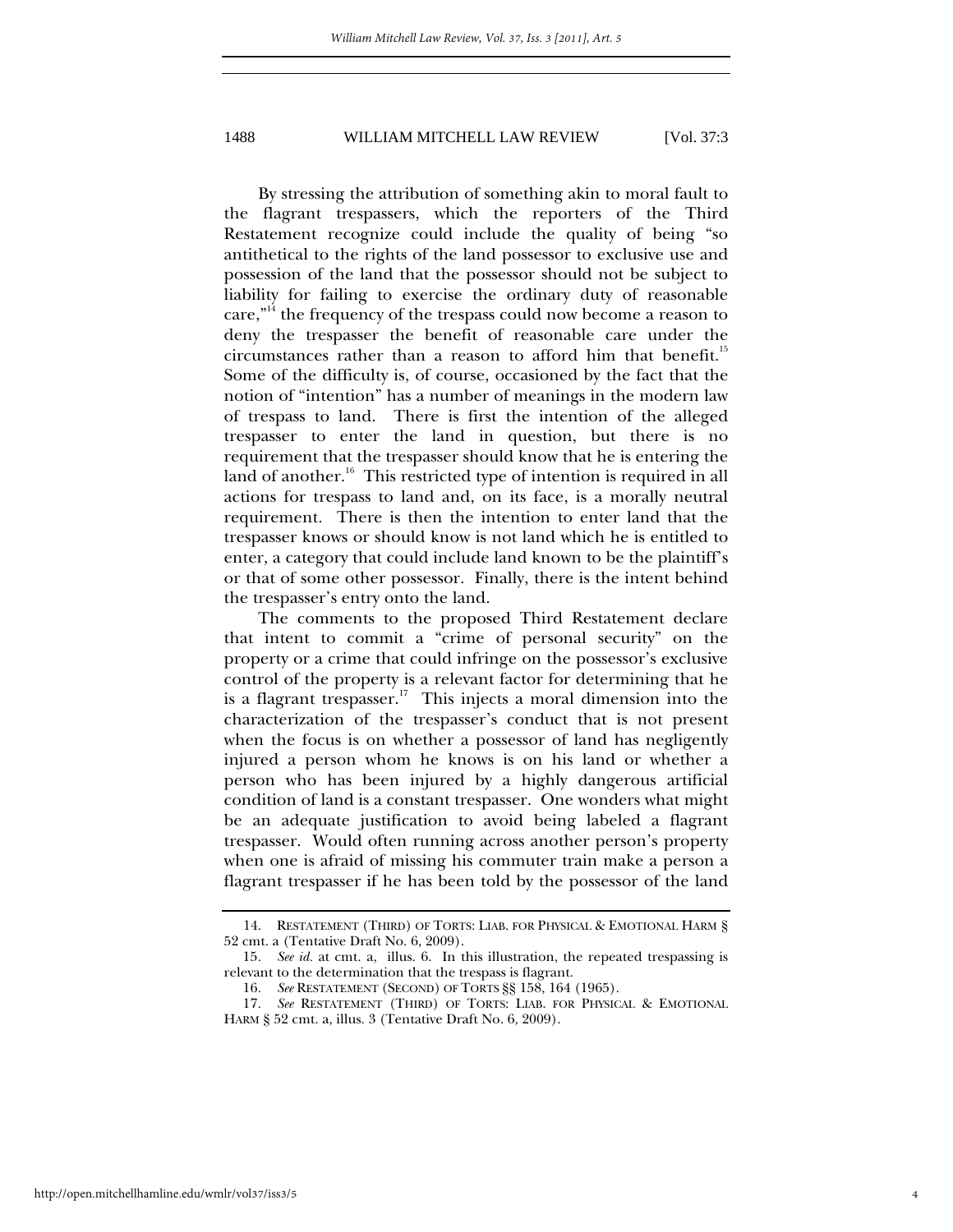By stressing the attribution of something akin to moral fault to the flagrant trespassers, which the reporters of the Third Restatement recognize could include the quality of being "so antithetical to the rights of the land possessor to exclusive use and possession of the land that the possessor should not be subject to liability for failing to exercise the ordinary duty of reasonable care,"[14] the frequency of the trespass could now become a reason to deny the trespasser the benefit of reasonable care under the circumstances rather than a reason to afford him that benefit.[15] Some of the difficulty is, of course, occasioned by the fact that the notion of "intention" has a number of meanings in the modern law of trespass to land. There is first the intention of the alleged trespasser to enter the land in question, but there is no requirement that the trespasser should know that he is entering the land of another.[16] This restricted type of intention is required in all actions for trespass to land and, on its face, is a morally neutral requirement. There is then the intention to enter land that the trespasser knows or should know is not land which he is entitled to enter, a category that could include land known to be the plaintiff's or that of some other possessor. Finally, there is the intent behind the trespasser's entry onto the land.

The comments to the proposed Third Restatement declare that intent to commit a "crime of personal security" on the property or a crime that could infringe on the possessor's exclusive control of the property is a relevant factor for determining that he is a flagrant trespasser.[17] This injects a moral dimension into the characterization of the trespasser's conduct that is not present when the focus is on whether a possessor of land has negligently injured a person whom he knows is on his land or whether a person who has been injured by a highly dangerous artificial condition of land is a constant trespasser. One wonders what might be an adequate justification to avoid being labeled a flagrant trespasser. Would often running across another person's property when one is afraid of missing his commuter train make a person a flagrant trespasser if he has been told by the possessor of the land

---

14. RESTATEMENT (THIRD) OF TORTS: LIAB. FOR PHYSICAL & EMOTIONAL HARM § 52 cmt. a (Tentative Draft No. 6, 2009).

15. *See id.* at cmt. a, illus. 6. In this illustration, the repeated trespassing is relevant to the determination that the trespass is flagrant.

16. *See* RESTATEMENT (SECOND) OF TORTS §§ 158, 164 (1965).

17. *See* RESTATEMENT (THIRD) OF TORTS: LIAB. FOR PHYSICAL & EMOTIONAL HARM § 52 cmt. a, illus. 3 (Tentative Draft No. 6, 2009).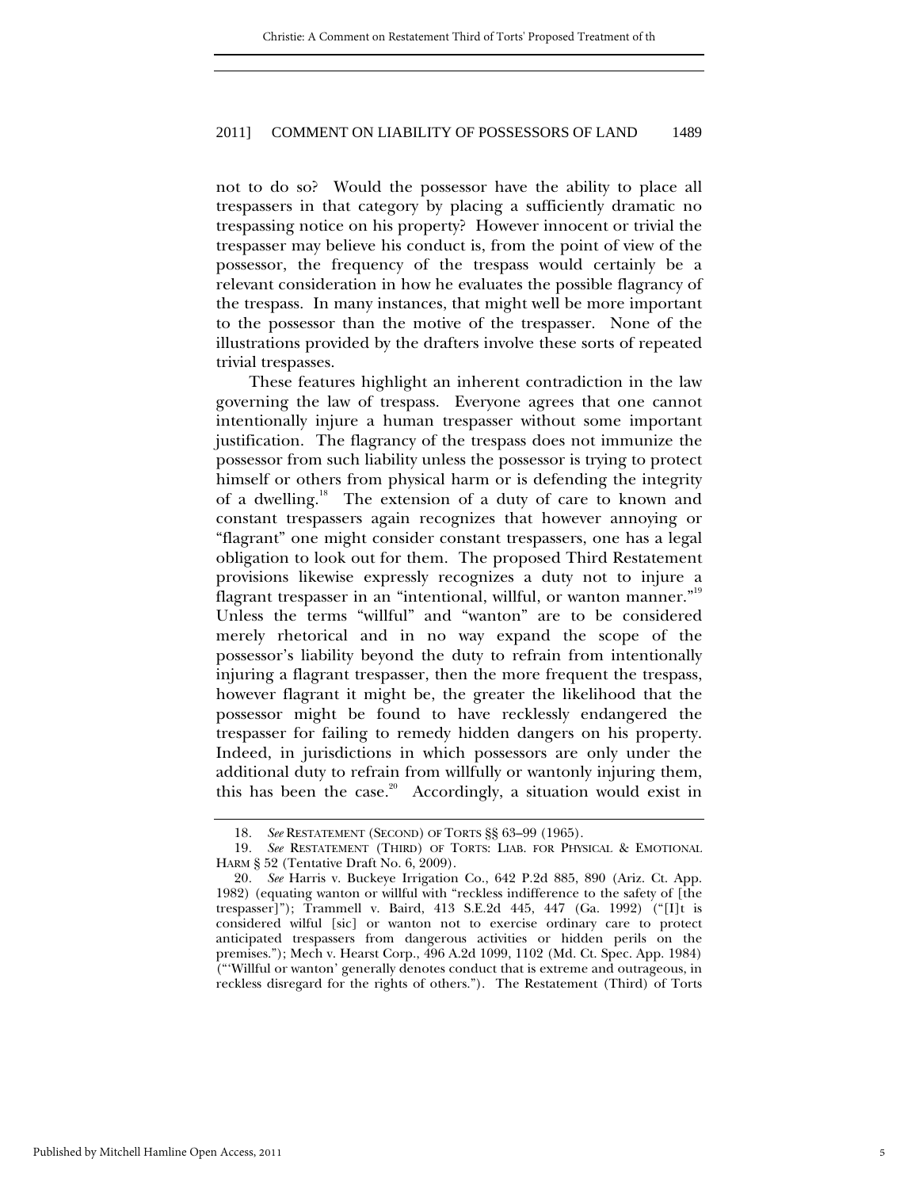not to do so? Would the possessor have the ability to place all trespassers in that category by placing a sufficiently dramatic no trespassing notice on his property? However innocent or trivial the trespasser may believe his conduct is, from the point of view of the possessor, the frequency of the trespass would certainly be a relevant consideration in how he evaluates the possible flagrancy of the trespass. In many instances, that might well be more important to the possessor than the motive of the trespasser. None of the illustrations provided by the drafters involve these sorts of repeated trivial trespasses.

These features highlight an inherent contradiction in the law governing the law of trespass. Everyone agrees that one cannot intentionally injure a human trespasser without some important justification. The flagrancy of the trespass does not immunize the possessor from such liability unless the possessor is trying to protect himself or others from physical harm or is defending the integrity of a dwelling.[18] The extension of a duty of care to known and constant trespassers again recognizes that however annoying or "flagrant" one might consider constant trespassers, one has a legal obligation to look out for them. The proposed Third Restatement provisions likewise expressly recognizes a duty not to injure a flagrant trespasser in an "intentional, willful, or wanton manner."[19] Unless the terms "willful" and "wanton" are to be considered merely rhetorical and in no way expand the scope of the possessor's liability beyond the duty to refrain from intentionally injuring a flagrant trespasser, then the more frequent the trespass, however flagrant it might be, the greater the likelihood that the possessor might be found to have recklessly endangered the trespasser for failing to remedy hidden dangers on his property. Indeed, in jurisdictions in which possessors are only under the additional duty to refrain from willfully or wantonly injuring them, this has been the case.[20] Accordingly, a situation would exist in

---

18. *See* RESTATEMENT (SECOND) OF TORTS §§ 63–99 (1965).

19. *See* RESTATEMENT (THIRD) OF TORTS: LIAB. FOR PHYSICAL & EMOTIONAL HARM § 52 (Tentative Draft No. 6, 2009).

20. *See* Harris v. Buckeye Irrigation Co., 642 P.2d 885, 890 (Ariz. Ct. App. 1982) (equating wanton or willful with "reckless indifference to the safety of [the trespasser]"); Trammell v. Baird, 413 S.E.2d 445, 447 (Ga. 1992) ("[I]t is considered wilful [sic] or wanton not to exercise ordinary care to protect anticipated trespassers from dangerous activities or hidden perils on the premises."); Mech v. Hearst Corp., 496 A.2d 1099, 1102 (Md. Ct. Spec. App. 1984) ("'Willful or wanton' generally denotes conduct that is extreme and outrageous, in reckless disregard for the rights of others."). The Restatement (Third) of Torts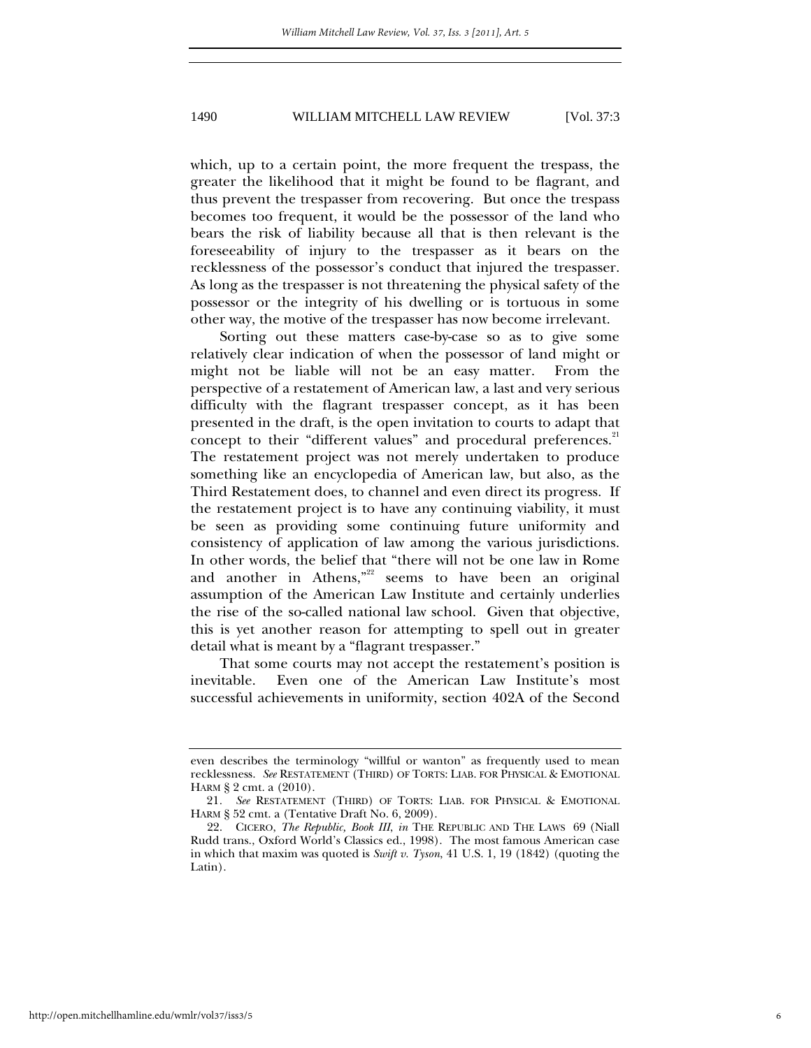which, up to a certain point, the more frequent the trespass, the greater the likelihood that it might be found to be flagrant, and thus prevent the trespasser from recovering. But once the trespass becomes too frequent, it would be the possessor of the land who bears the risk of liability because all that is then relevant is the foreseeability of injury to the trespasser as it bears on the recklessness of the possessor's conduct that injured the trespasser. As long as the trespasser is not threatening the physical safety of the possessor or the integrity of his dwelling or is tortuous in some other way, the motive of the trespasser has now become irrelevant.

Sorting out these matters case-by-case so as to give some relatively clear indication of when the possessor of land might or might not be liable will not be an easy matter. From the perspective of a restatement of American law, a last and very serious difficulty with the flagrant trespasser concept, as it has been presented in the draft, is the open invitation to courts to adapt that concept to their "different values" and procedural preferences.[21] The restatement project was not merely undertaken to produce something like an encyclopedia of American law, but also, as the Third Restatement does, to channel and even direct its progress. If the restatement project is to have any continuing viability, it must be seen as providing some continuing future uniformity and consistency of application of law among the various jurisdictions. In other words, the belief that "there will not be one law in Rome and another in Athens,"[22] seems to have been an original assumption of the American Law Institute and certainly underlies the rise of the so-called national law school. Given that objective, this is yet another reason for attempting to spell out in greater detail what is meant by a "flagrant trespasser."

That some courts may not accept the restatement's position is inevitable. Even one of the American Law Institute's most successful achievements in uniformity, section 402A of the Second

---

even describes the terminology "willful or wanton" as frequently used to mean recklessness. *See* RESTATEMENT (THIRD) OF TORTS: LIAB. FOR PHYSICAL & EMOTIONAL HARM § 2 cmt. a (2010).

21. *See* RESTATEMENT (THIRD) OF TORTS: LIAB. FOR PHYSICAL & EMOTIONAL HARM § 52 cmt. a (Tentative Draft No. 6, 2009).

22. CICERO, *The Republic, Book III*, *in* THE REPUBLIC AND THE LAWS 69 (Niall Rudd trans., Oxford World's Classics ed., 1998). The most famous American case in which that maxim was quoted is *Swift v. Tyson*, 41 U.S. 1, 19 (1842) (quoting the Latin).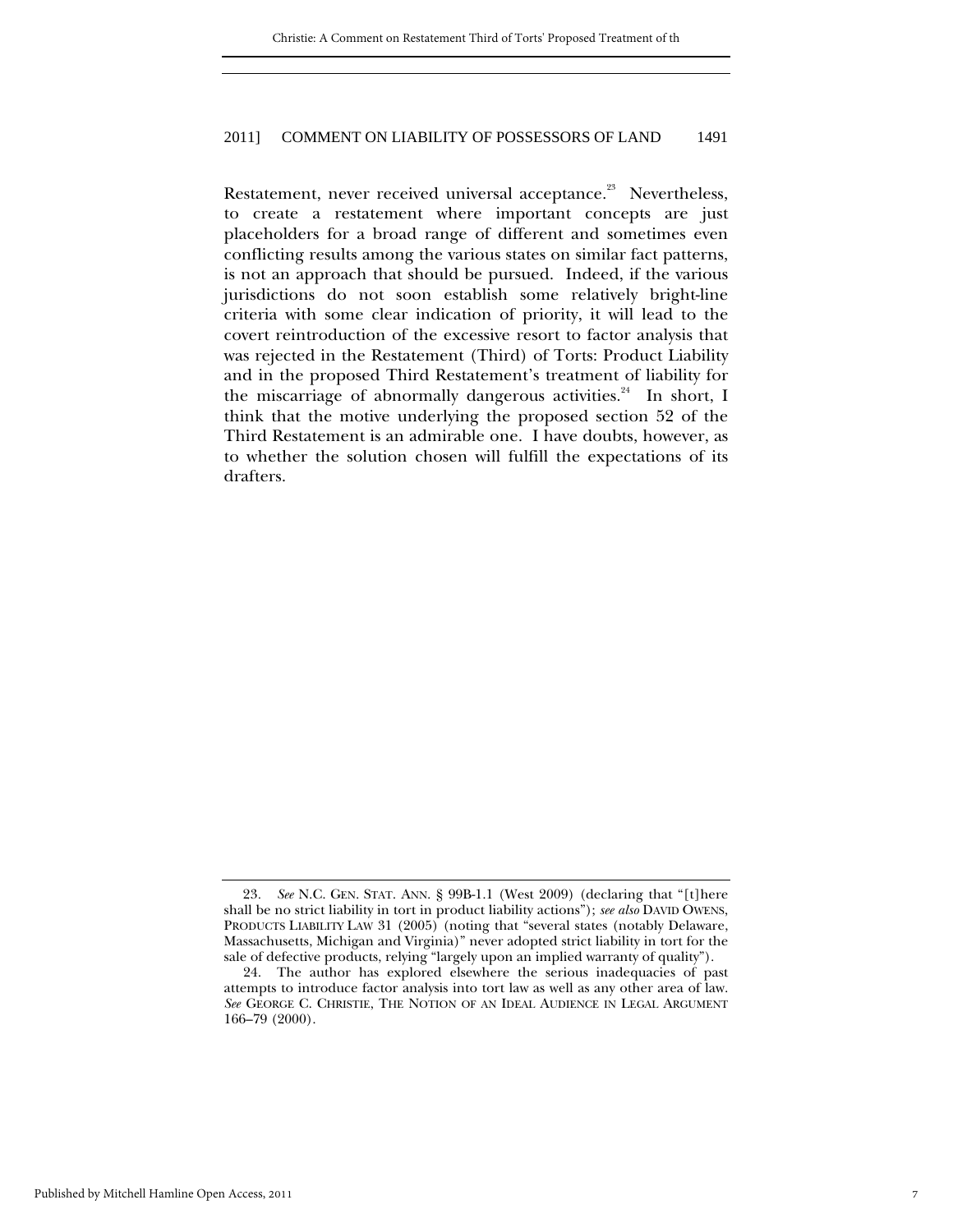Restatement, never received universal acceptance.[23] Nevertheless, to create a restatement where important concepts are just placeholders for a broad range of different and sometimes even conflicting results among the various states on similar fact patterns, is not an approach that should be pursued. Indeed, if the various jurisdictions do not soon establish some relatively bright-line criteria with some clear indication of priority, it will lead to the covert reintroduction of the excessive resort to factor analysis that was rejected in the Restatement (Third) of Torts: Product Liability and in the proposed Third Restatement's treatment of liability for the miscarriage of abnormally dangerous activities.[24] In short, I think that the motive underlying the proposed section 52 of the Third Restatement is an admirable one. I have doubts, however, as to whether the solution chosen will fulfill the expectations of its drafters.

---

23. *See* N.C. GEN. STAT. ANN. § 99B-1.1 (West 2009) (declaring that "[t]here shall be no strict liability in tort in product liability actions"); *see also* DAVID OWENS, PRODUCTS LIABILITY LAW 31 (2005) (noting that "several states (notably Delaware, Massachusetts, Michigan and Virginia)" never adopted strict liability in tort for the sale of defective products, relying "largely upon an implied warranty of quality").

24. The author has explored elsewhere the serious inadequacies of past attempts to introduce factor analysis into tort law as well as any other area of law. *See* GEORGE C. CHRISTIE, THE NOTION OF AN IDEAL AUDIENCE IN LEGAL ARGUMENT 166–79 (2000).